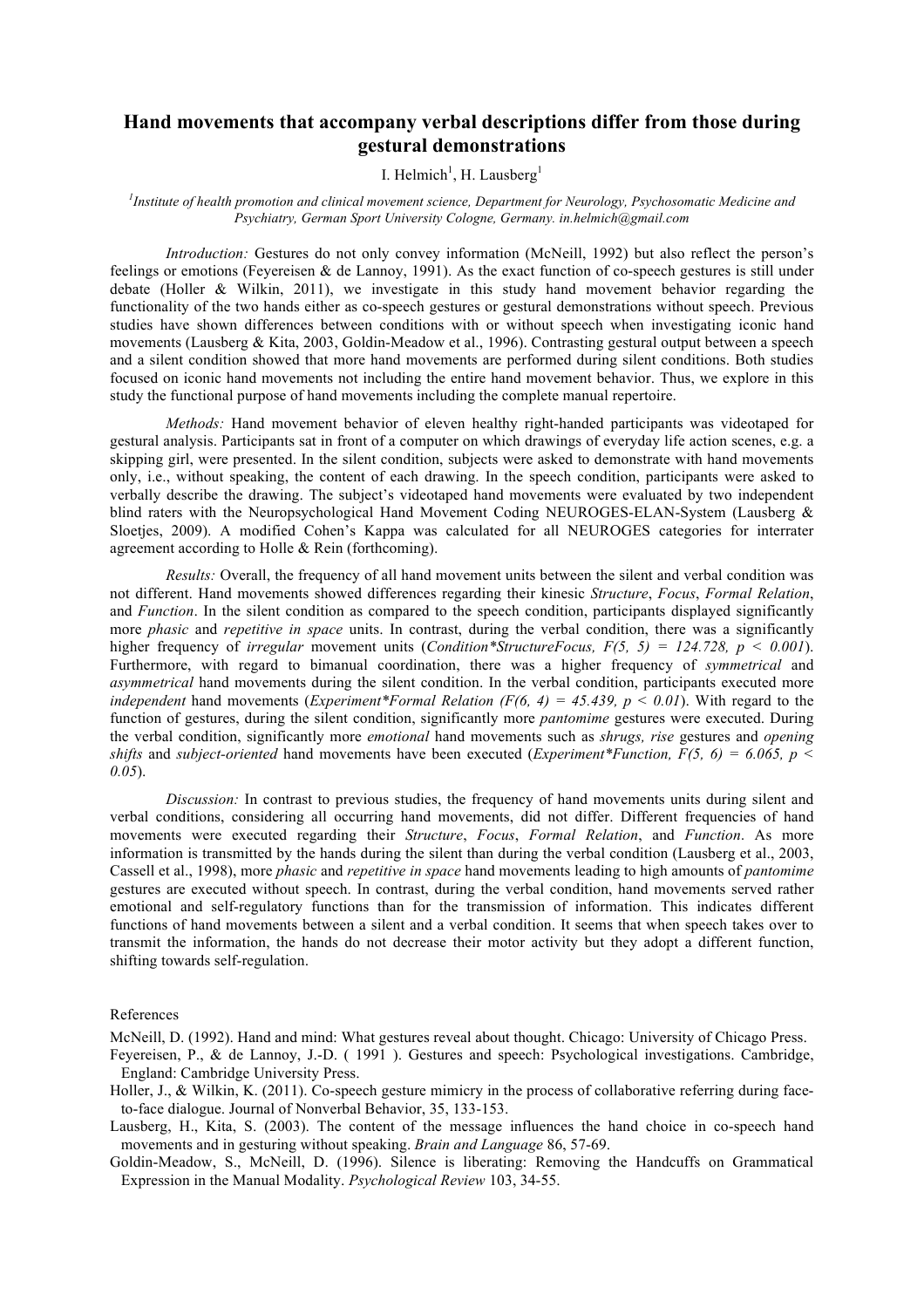# Hand movements that accompany verbal descriptions differ from those during gestural demonstrations

I. Helmich[1], H. Lausberg[1]

[1]*Institute of health promotion and clinical movement science, Department for Neurology, Psychosomatic Medicine and Psychiatry, German Sport University Cologne, Germany. in.helmich@gmail.com*

*Introduction:* Gestures do not only convey information (McNeill, 1992) but also reflect the person's feelings or emotions (Feyereisen & de Lannoy, 1991). As the exact function of co-speech gestures is still under debate (Holler & Wilkin, 2011), we investigate in this study hand movement behavior regarding the functionality of the two hands either as co-speech gestures or gestural demonstrations without speech. Previous studies have shown differences between conditions with or without speech when investigating iconic hand movements (Lausberg & Kita, 2003, Goldin-Meadow et al., 1996). Contrasting gestural output between a speech and a silent condition showed that more hand movements are performed during silent conditions. Both studies focused on iconic hand movements not including the entire hand movement behavior. Thus, we explore in this study the functional purpose of hand movements including the complete manual repertoire.

*Methods:* Hand movement behavior of eleven healthy right-handed participants was videotaped for gestural analysis. Participants sat in front of a computer on which drawings of everyday life action scenes, e.g. a skipping girl, were presented. In the silent condition, subjects were asked to demonstrate with hand movements only, i.e., without speaking, the content of each drawing. In the speech condition, participants were asked to verbally describe the drawing. The subject's videotaped hand movements were evaluated by two independent blind raters with the Neuropsychological Hand Movement Coding NEUROGES-ELAN-System (Lausberg & Sloetjes, 2009). A modified Cohen's Kappa was calculated for all NEUROGES categories for interrater agreement according to Holle & Rein (forthcoming).

*Results:* Overall, the frequency of all hand movement units between the silent and verbal condition was not different. Hand movements showed differences regarding their kinesic *Structure*, *Focus*, *Formal Relation*, and *Function*. In the silent condition as compared to the speech condition, participants displayed significantly more *phasic* and *repetitive in space* units. In contrast, during the verbal condition, there was a significantly higher frequency of *irregular* movement units (*Condition\*StructureFocus,* $F(5, 5) = 124.728$, $p < 0.001$). Furthermore, with regard to bimanual coordination, there was a higher frequency of *symmetrical* and *asymmetrical* hand movements during the silent condition. In the verbal condition, participants executed more *independent* hand movements (*Experiment\*Formal Relation* ($F(6, 4) = 45.439$, $p < 0.01$). With regard to the function of gestures, during the silent condition, significantly more *pantomime* gestures were executed. During the verbal condition, significantly more *emotional* hand movements such as *shrugs, rise* gestures and *opening shifts* and *subject-oriented* hand movements have been executed (*Experiment\*Function,* $F(5, 6) = 6.065$, $p < 0.05$).

*Discussion:* In contrast to previous studies, the frequency of hand movements units during silent and verbal conditions, considering all occurring hand movements, did not differ. Different frequencies of hand movements were executed regarding their *Structure*, *Focus*, *Formal Relation*, and *Function*. As more information is transmitted by the hands during the silent than during the verbal condition (Lausberg et al., 2003, Cassell et al., 1998), more *phasic* and *repetitive in space* hand movements leading to high amounts of *pantomime* gestures are executed without speech. In contrast, during the verbal condition, hand movements served rather emotional and self-regulatory functions than for the transmission of information. This indicates different functions of hand movements between a silent and a verbal condition. It seems that when speech takes over to transmit the information, the hands do not decrease their motor activity but they adopt a different function, shifting towards self-regulation.

References

McNeill, D. (1992). Hand and mind: What gestures reveal about thought. Chicago: University of Chicago Press.

Feyereisen, P., & de Lannoy, J.-D. ( 1991 ). Gestures and speech: Psychological investigations. Cambridge, England: Cambridge University Press.

Holler, J., & Wilkin, K. (2011). Co-speech gesture mimicry in the process of collaborative referring during face-to-face dialogue. Journal of Nonverbal Behavior, 35, 133-153.

Lausberg, H., Kita, S. (2003). The content of the message influences the hand choice in co-speech hand movements and in gesturing without speaking. *Brain and Language* 86, 57-69.

Goldin-Meadow, S., McNeill, D. (1996). Silence is liberating: Removing the Handcuffs on Grammatical Expression in the Manual Modality. *Psychological Review* 103, 34-55.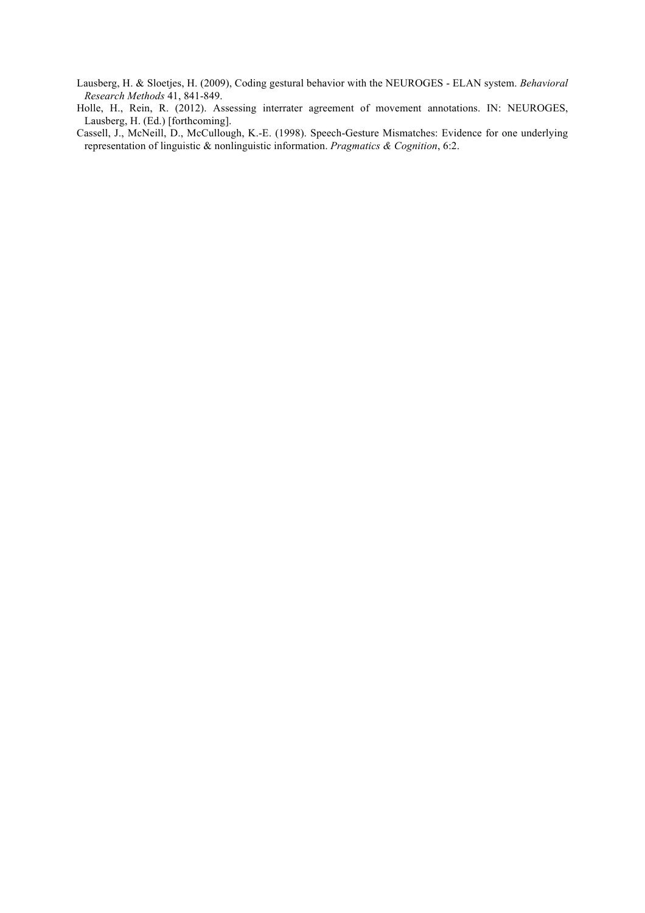Lausberg, H. & Sloetjes, H. (2009), Coding gestural behavior with the NEUROGES - ELAN system. *Behavioral Research Methods* 41, 841-849.

Holle, H., Rein, R. (2012). Assessing interrater agreement of movement annotations. IN: NEUROGES, Lausberg, H. (Ed.) [forthcoming].

Cassell, J., McNeill, D., McCullough, K.-E. (1998). Speech-Gesture Mismatches: Evidence for one underlying representation of linguistic & nonlinguistic information. *Pragmatics & Cognition*, 6:2.